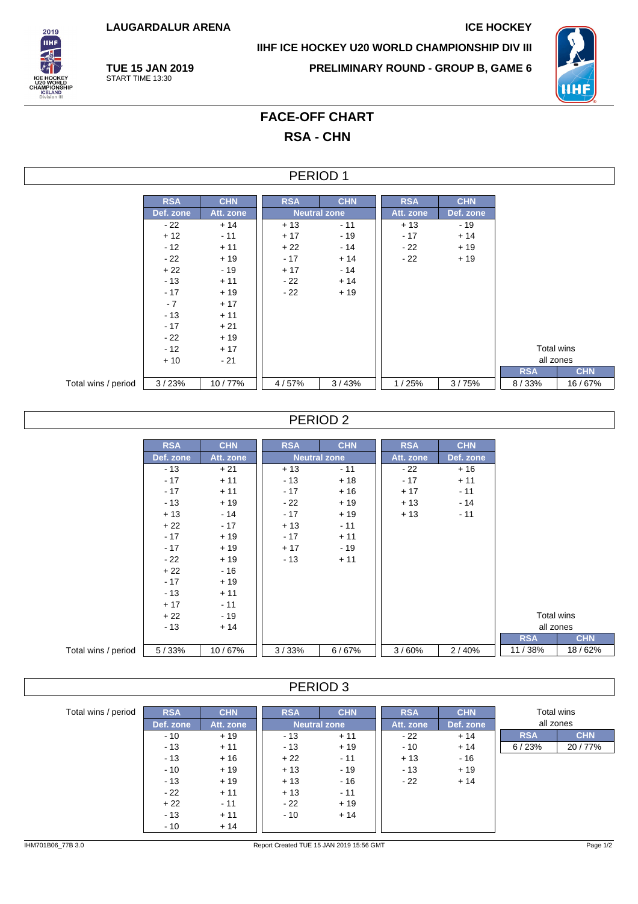LAUGARDALUR ARENA

ICE HOCKEY

IIHF ICE HOCKEY U20 WORLD CHAMPIONSHIP DIV III

**TUE 15 JAN 2019**
START TIME 13:30

**PRELIMINARY ROUND - GROUP B, GAME 6**

# FACE-OFF CHART

## RSA - CHN

## PERIOD 1

| | RSA | CHN | RSA | CHN | RSA | CHN |
|---|---|---|---|---|---|---|
| | Def. zone | Att. zone | Neutral zone | | Att. zone | Def. zone |
| | - 22 | + 14 | + 13 | - 11 | + 13 | - 19 |
| | + 12 | - 11 | + 17 | - 19 | - 17 | + 14 |
| | - 12 | + 11 | + 22 | - 14 | - 22 | + 19 |
| | - 22 | + 19 | - 17 | + 14 | - 22 | + 19 |
| | + 22 | - 19 | + 17 | - 14 | | |
| | - 13 | + 11 | - 22 | + 14 | | |
| | - 17 | + 19 | - 22 | + 19 | | |
| | - 7 | + 17 | | | | |
| | - 13 | + 11 | | | | |
| | - 17 | + 21 | | | | |
| | - 22 | + 19 | | | | |
| | - 12 | + 17 | | | | |
| | + 10 | - 21 | | | | |
| Total wins / period | 3 / 23% | 10 / 77% | 4 / 57% | 3 / 43% | 1 / 25% | 3 / 75% |

| Total wins all zones | |
|---|---|
| RSA | CHN |
| 8 / 33% | 16 / 67% |

## PERIOD 2

| | RSA | CHN | RSA | CHN | RSA | CHN |
|---|---|---|---|---|---|---|
| | Def. zone | Att. zone | Neutral zone | | Att. zone | Def. zone |
| | - 13 | + 21 | + 13 | - 11 | - 22 | + 16 |
| | - 17 | + 11 | - 13 | + 18 | - 17 | + 11 |
| | - 17 | + 11 | - 17 | + 16 | + 17 | - 11 |
| | - 13 | + 19 | - 22 | + 19 | + 13 | - 14 |
| | + 13 | - 14 | - 17 | + 19 | + 13 | - 11 |
| | + 22 | - 17 | + 13 | - 11 | | |
| | - 17 | + 19 | - 17 | + 11 | | |
| | - 17 | + 19 | + 17 | - 19 | | |
| | - 22 | + 19 | - 13 | + 11 | | |
| | + 22 | - 16 | | | | |
| | - 17 | + 19 | | | | |
| | - 13 | + 11 | | | | |
| | + 17 | - 11 | | | | |
| | + 22 | - 19 | | | | |
| | - 13 | + 14 | | | | |
| Total wins / period | 5 / 33% | 10 / 67% | 3 / 33% | 6 / 67% | 3 / 60% | 2 / 40% |

| Total wins all zones | |
|---|---|
| RSA | CHN |
| 11 / 38% | 18 / 62% |

## PERIOD 3

| RSA | CHN | RSA | CHN | RSA | CHN |
|---|---|---|---|---|---|
| Def. zone | Att. zone | Neutral zone | | Att. zone | Def. zone |
| - 10 | + 19 | - 13 | + 11 | - 22 | + 14 |
| - 13 | + 11 | - 13 | + 19 | - 10 | + 14 |
| - 13 | + 16 | + 22 | - 11 | + 13 | - 16 |
| - 10 | + 19 | + 13 | - 19 | - 13 | + 19 |
| - 13 | + 19 | + 13 | - 16 | - 22 | + 14 |
| - 22 | + 11 | + 13 | - 11 | | |
| + 22 | - 11 | - 22 | + 19 | | |
| - 13 | + 11 | - 10 | + 14 | | |
| - 10 | + 14 | | | | |

Total wins / period

| Total wins all zones | |
|---|---|
| RSA | CHN |
| 6 / 23% | 20 / 77% |

IHM701B06_77B 3.0 Report Created TUE 15 JAN 2019 15:56 GMT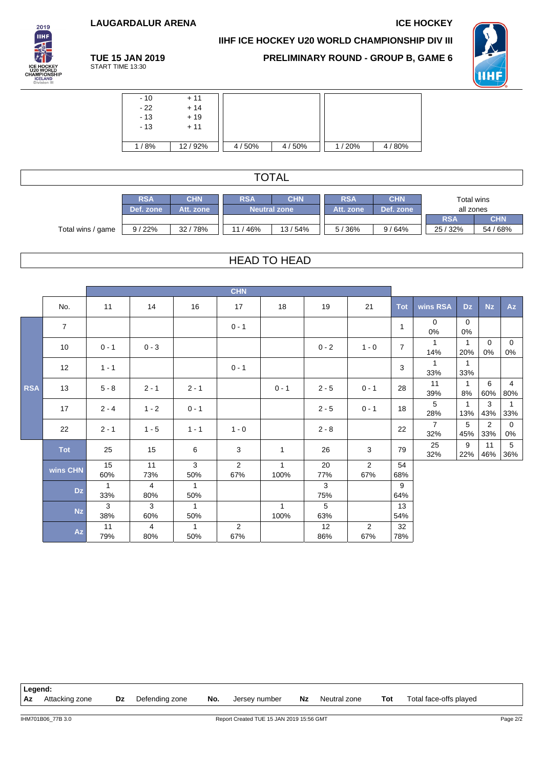LAUGARDALUR ARENA

ICE HOCKEY

IIHF ICE HOCKEY U20 WORLD CHAMPIONSHIP DIV III

**TUE 15 JAN 2019**
START TIME 13:30

**PRELIMINARY ROUND - GROUP B, GAME 6**

| | | | | | |
|---|---|---|---|---|---|
| - 10 | + 11 | | | | |
| - 22 | + 14 | | | | |
| - 13 | + 19 | | | | |
| - 13 | + 11 | | | | |
| 1 / 8% | 12 / 92% | 4 / 50% | 4 / 50% | 1 / 20% | 4 / 80% |

## TOTAL

| | RSA | CHN | RSA | CHN | RSA | CHN | Total wins all zones | |
|---|---|---|---|---|---|---|---|---|
| | Def. zone | Att. zone | Neutral zone | | Att. zone | Def. zone | RSA | CHN |
| Total wins / game | 9 / 22% | 32 / 78% | 11 / 46% | 13 / 54% | 5 / 36% | 9 / 64% | 25 / 32% | 54 / 68% |

## HEAD TO HEAD

| | CHN No. | 11 | 14 | 16 | 17 | 18 | 19 | 21 | Tot | wins RSA | Dz | Nz | Az |
|---|---|---|---|---|---|---|---|---|---|---|---|---|---|
| RSA | 7 | | | | 0 - 1 | | | | 1 | 0 0% | 0 0% | | |
| | 10 | 0 - 1 | 0 - 3 | | | | 0 - 2 | 1 - 0 | 7 | 1 14% | 1 20% | 0 0% | 0 0% |
| | 12 | 1 - 1 | | | 0 - 1 | | | | 3 | 1 33% | 1 33% | | |
| | 13 | 5 - 8 | 2 - 1 | 2 - 1 | | 0 - 1 | 2 - 5 | 0 - 1 | 28 | 11 39% | 1 8% | 6 60% | 4 80% |
| | 17 | 2 - 4 | 1 - 2 | 0 - 1 | | | 2 - 5 | 0 - 1 | 18 | 5 28% | 1 13% | 3 43% | 1 33% |
| | 22 | 2 - 1 | 1 - 5 | 1 - 1 | 1 - 0 | | 2 - 8 | | 22 | 7 32% | 5 45% | 2 33% | 0 0% |
| | Tot | 25 | 15 | 6 | 3 | 1 | 26 | 3 | 79 | 25 32% | 9 22% | 11 46% | 5 36% |
| | wins CHN | 15 60% | 11 73% | 3 50% | 2 67% | 1 100% | 20 77% | 2 67% | 54 68% | | | | |
| | Dz | 1 33% | 4 80% | 1 50% | | | 3 75% | | 9 64% | | | | |
| | Nz | 3 38% | 3 60% | 1 50% | | 1 100% | 5 63% | | 13 54% | | | | |
| | Az | 11 79% | 4 80% | 1 50% | 2 67% | | 12 86% | 2 67% | 32 78% | | | | |

**Legend:**

| | | | | | | | |
|---|---|---|---|---|---|---|---|
| **Az** | Attacking zone | **Dz** | Defending zone | **No.** | Jersey number | **Nz** | Neutral zone |
| **Tot** | Total face-offs played | | | | | | |

IHM701B06_77B 3.0 — Report Created TUE 15 JAN 2019 15:56 GMT